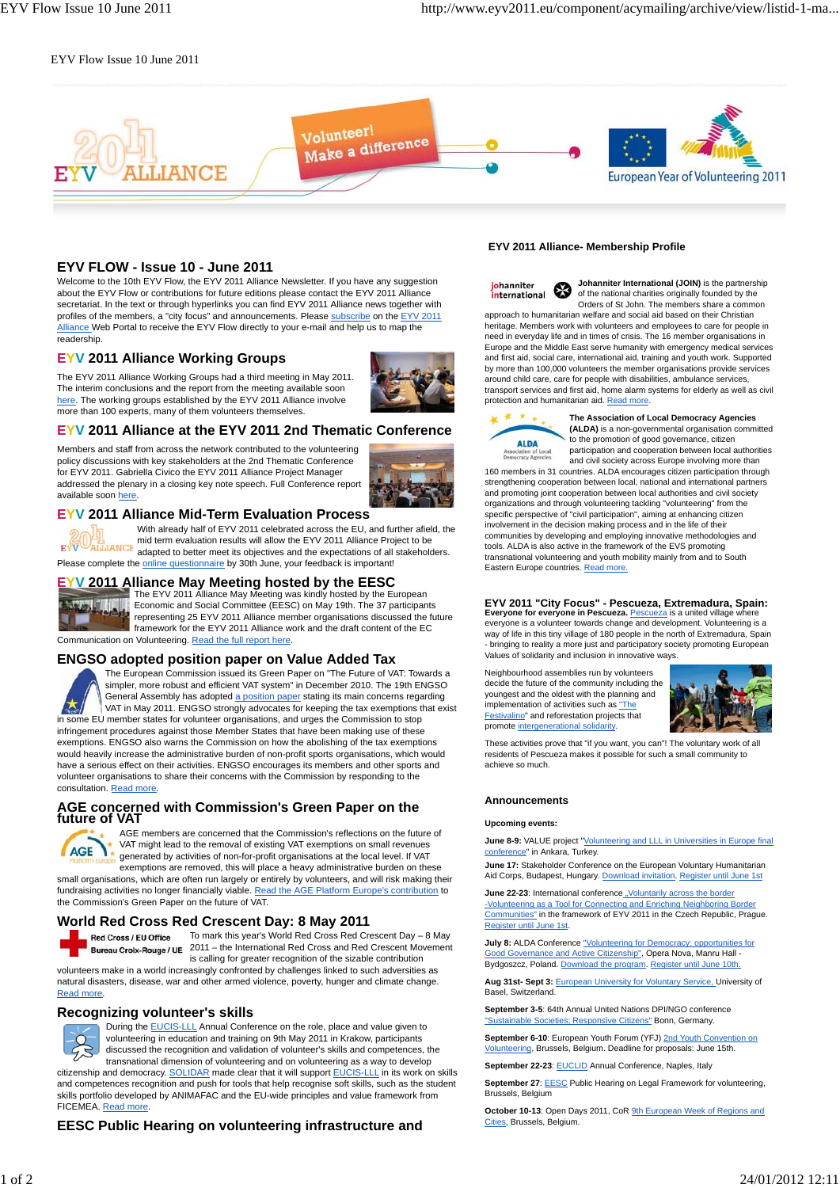EYV Flow Issue 10 June 2011

# EYV FLOW - Issue 10 - June 2011

Welcome to the 10th EYV Flow, the EYV 2011 Alliance Newsletter. If you have any suggestion about the EYV Flow or contributions for future editions please contact the EYV 2011 Alliance secretariat. In the text or through hyperlinks you can find EYV 2011 Alliance news together with profiles of the members, a "city focus" and announcements. Please subscribe on the EYV 2011 Alliance Web Portal to receive the EYV Flow directly to your e-mail and help us to map the readership.

## EYV 2011 Alliance Working Groups

The EYV 2011 Alliance Working Groups had a third meeting in May 2011. The interim conclusions and the report from the meeting available soon here. The working groups established by the EYV 2011 Alliance involve more than 100 experts, many of them volunteers themselves.

## EYV 2011 Alliance at the EYV 2011 2nd Thematic Conference

Members and staff from across the network contributed to the volunteering policy discussions with key stakeholders at the 2nd Thematic Conference for EYV 2011. Gabriella Civico the EYV 2011 Alliance Project Manager addressed the plenary in a closing key note speech. Full Conference report available soon here.

## EYV 2011 Alliance Mid-Term Evaluation Process

With already half of EYV 2011 celebrated across the EU, and further afield, the mid term evaluation results will allow the EYV 2011 Alliance Project to be adapted to better meet its objectives and the expectations of all stakeholders. Please complete the online questionnaire by 30th June, your feedback is important!

## EYV 2011 Alliance May Meeting hosted by the EESC

The EYV 2011 Alliance May Meeting was kindly hosted by the European Economic and Social Committee (EESC) on May 19th. The 37 participants representing 25 EYV 2011 Alliance member organisations discussed the future framework for the EYV 2011 Alliance work and the draft content of the EC Communication on Volunteering. Read the full report here.

## ENGSO adopted position paper on Value Added Tax

The European Commission issued its Green Paper on "The Future of VAT: Towards a simpler, more robust and efficient VAT system" in December 2010. The 19th ENGSO General Assembly has adopted a position paper stating its main concerns regarding VAT in May 2011. ENGSO strongly advocates for keeping the tax exemptions that exist in some EU member states for volunteer organisations, and urges the Commission to stop infringement procedures against those Member States that have been making use of these exemptions. ENGSO also warns the Commission on how the abolishing of the tax exemptions would heavily increase the administrative burden of non-profit sports organisations, which would have a serious effect on their activities. ENGSO encourages its members and other sports and volunteer organisations to share their concerns with the Commission by responding to the consultation. Read more.

## AGE concerned with Commission's Green Paper on the future of VAT

AGE members are concerned that the Commission's reflections on the future of VAT might lead to the removal of existing VAT exemptions on small revenues generated by activities of not-for-profit organisations at the local level. If VAT exemptions are removed, this will place a heavy administrative burden on these small organisations, which are often run largely or entirely by volunteers, and will risk making their fundraising activities no longer financially viable. Read the AGE Platform Europe's contribution to the Commission's Green Paper on the future of VAT.

## World Red Cross Red Crescent Day: 8 May 2011

Red Cross / EU Office
Bureau Croix-Rouge / UE

To mark this year's World Red Cross Red Crescent Day – 8 May 2011 – the International Red Cross and Red Crescent Movement is calling for greater recognition of the sizable contribution volunteers make in a world increasingly confronted by challenges linked to such adversities as natural disasters, disease, war and other armed violence, poverty, hunger and climate change. Read more.

## Recognizing volunteer's skills

During the EUCIS-LLL Annual Conference on the role, place and value given to volunteering in education and training on 9th May 2011 in Krakow, participants discussed the recognition and validation of volunteer's skills and competences, the transnational dimension of volunteering and on volunteering as a way to develop citizenship and democracy. SOLIDAR made clear that it will support EUCIS-LLL in its work on skills and competences recognition and push for tools that help recognise soft skills, such as the student skills portfolio developed by ANIMAFAC and the EU-wide principles and value framework from FICEMEA. Read more.

## EESC Public Hearing on volunteering infrastructure and

## EYV 2011 Alliance- Membership Profile

**Johanniter International (JOIN)** is the partnership of the national charities originally founded by the Orders of St John. The members share a common approach to humanitarian welfare and social aid based on their Christian heritage. Members work with volunteers and employees to care for people in need in everyday life and in times of crisis. The 16 member organisations in Europe and the Middle East serve humanity with emergency medical services and first aid, social care, international aid, training and youth work. Supported by more than 100,000 volunteers the member organisations provide services around child care, care for people with disabilities, ambulance services, transport services and first aid, home alarm systems for elderly as well as civil protection and humanitarian aid. Read more.

**The Association of Local Democracy Agencies (ALDA)** is a non-governmental organisation committed to the promotion of good governance, citizen participation and cooperation between local authorities and civil society across Europe involving more than 160 members in 31 countries. ALDA encourages citizen participation through strengthening cooperation between local, national and international partners and promoting joint cooperation between local authorities and civil society organizations and through volunteering tackling "volunteering" from the specific perspective of "civil participation", aiming at enhancing citizen involvement in the decision making process and in the life of their communities by developing and applying innovative methodologies and tools. ALDA is also active in the framework of the EVS promoting transnational volunteering and youth mobility mainly from and to South Eastern Europe countries. Read more.

## EYV 2011 "City Focus" - Pescueza, Extremadura, Spain:

**Everyone for everyone in Pescueza.** Pescueza is a united village where everyone is a volunteer towards change and development. Volunteering is a way of life in this tiny village of 180 people in the north of Extremadura, Spain - bringing to reality a more just and participatory society promoting European Values of solidarity and inclusion in innovative ways.

Neighbourhood assemblies run by volunteers decide the future of the community including the youngest and the oldest with the planning and implementation of activities such as "The Festivalino" and reforestation projects that promote intergenerational solidarity.

These activities prove that "if you want, you can"! The voluntary work of all residents of Pescueza makes it possible for such a small community to achieve so much.

## Announcements

**Upcoming events:**

**June 8-9:** VALUE project "Volunteering and LLL in Universities in Europe final conference" in Ankara, Turkey.

**June 17:** Stakeholder Conference on the European Voluntary Humanitarian Aid Corps, Budapest, Hungary. Download invitation. Register until June 1st

**June 22-23**: International conference „Volunteering actively across the border -Volunteering as a Tool for Connecting and Enriching Neighboring Border Communities" in the framework of EYV 2011 in the Czech Republic, Prague. Register until June 1st.

**July 8:** ALDA Conference "Volunteering for Democracy: opportunities for Good Governance and Active Citizenship", Opera Nova, Manru Hall - Bydgoszcz, Poland. Download the program. Register until June 10th.

**Aug 31st- Sept 3:** European University for Voluntary Service, University of Basel, Switzerland.

**September 3-5**: 64th Annual United Nations DPI/NGO conference "Sustainable Societies; Responsive Citizens" Bonn, Germany.

**September 6-10**: European Youth Forum (YFJ) 2nd Youth Convention on Volunteering, Brussels, Belgium. Deadline for proposals: June 15th.

**September 22-23**: EUCLID Annual Conference, Naples, Italy

**September 27**: EESC Public Hearing on Legal Framework for volunteering, Brussels, Belgium

**October 10-13**: Open Days 2011, CoR 9th European Week of Regions and Cities, Brussels, Belgium.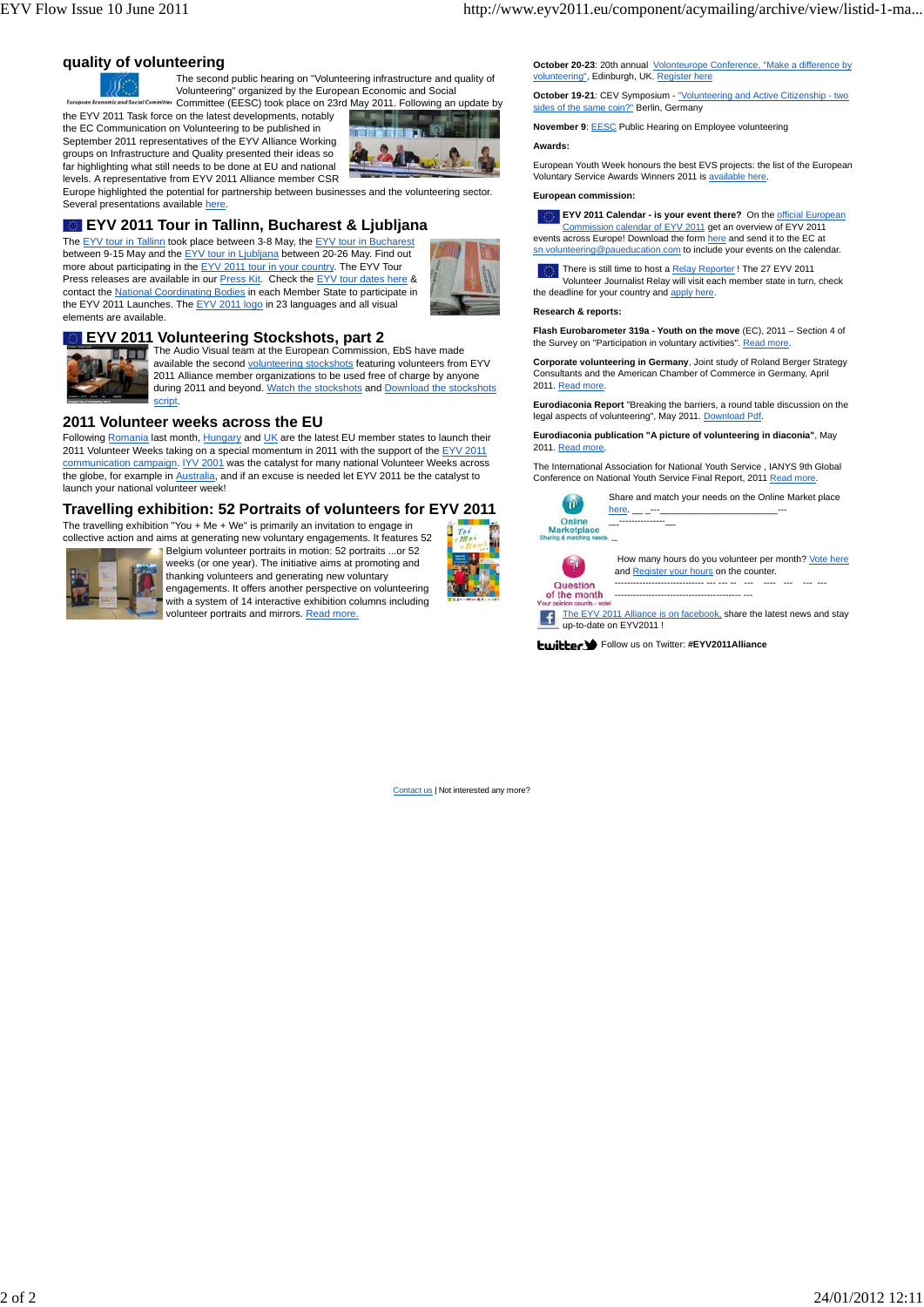## quality of volunteering

European Economic and Social Committee

The second public hearing on "Volunteering infrastructure and quality of Volunteering" organized by the European Economic and Social Committee (EESC) took place on 23rd May 2011. Following an update by the EYV 2011 Task force on the latest developments, notably the EC Communication on Volunteering to be published in September 2011 representatives of the EYV Alliance Working groups on Infrastructure and Quality presented their ideas so far highlighting what still needs to be done at EU and national levels. A representative from EYV 2011 Alliance member CSR Europe highlighted the potential for partnership between businesses and the volunteering sector. Several presentations available here.

## EYV 2011 Tour in Tallinn, Bucharest & Ljubljana

The EYV tour in Tallinn took place between 3-8 May, the EYV tour in Bucharest between 9-15 May and the EYV tour in Ljubljana between 20-26 May. Find out more about participating in the EYV 2011 tour in your country. The EYV Tour Press releases are available in our Press Kit. Check the EYV tour dates here & contact the National Coordinating Bodies in each Member State to participate in the EYV 2011 Launches. The EYV 2011 logo in 23 languages and all visual elements are available.

## EYV 2011 Volunteering Stockshots, part 2

The Audio Visual team at the European Commission, EbS have made available the second volunteering stockshots featuring volunteers from EYV 2011 Alliance member organizations to be used free of charge by anyone during 2011 and beyond. Watch the stockshots and Download the stockshots script.

## 2011 Volunteer weeks across the EU

Following Romania last month, Hungary and UK are the latest EU member states to launch their 2011 Volunteer Weeks taking on a special momentum in 2011 with the support of the EYV 2011 communication campaign. IYV 2001 was the catalyst for many national Volunteer Weeks across the globe, for example in Australia, and if an excuse is needed let EYV 2011 be the catalyst to launch your national volunteer week!

## Travelling exhibition: 52 Portraits of volunteers for EYV 2011

The travelling exhibition "You + Me + We" is primarily an invitation to engage in collective action and aims at generating new voluntary engagements. It features 52 Belgium volunteer portraits in motion: 52 portraits ...or 52 weeks (or one year). The initiative aims at promoting and thanking volunteers and generating new voluntary engagements. It offers another perspective on volunteering with a system of 14 interactive exhibition columns including volunteer portraits and mirrors. Read more.

**October 20-23**: 20th annual Volonteurope Conference, "Make a difference by volunteering", Edinburgh, UK. Register here

**October 19-21**: CEV Symposium - "Volunteering and Active Citizenship - two sides of the same coin?" Berlin, Germany

**November 9**: EESC Public Hearing on Employee volunteering

**Awards:**

European Youth Week honours the best EVS projects: the list of the European Voluntary Service Awards Winners 2011 is available here.

**European commission:**

**EYV 2011 Calendar - is your event there?** On the official European Commission calendar of EYV 2011 get an overview of EYV 2011 events across Europe! Download the form here and send it to the EC at sn.volunteering@paueducation.com to include your events on the calendar.

There is still time to host a Relay Reporter ! The 27 EYV 2011 Volunteer Journalist Relay will visit each member state in turn, check the deadline for your country and apply here.

**Research & reports:**

**Flash Eurobarometer 319a - Youth on the move** (EC), 2011 – Section 4 of the Survey on "Participation in voluntary activities". Read more.

**Corporate volunteering in Germany**, Joint study of Roland Berger Strategy Consultants and the American Chamber of Commerce in Germany, April 2011. Read more.

**Eurodiaconia Report** "Breaking the barriers, a round table discussion on the legal aspects of volunteering", May 2011. Download Pdf.

**Eurodiaconia publication "A picture of volunteering in diaconia"**, May 2011. Read more.

The International Association for National Youth Service , IANYS 9th Global Conference on National Youth Service Final Report, 2011 Read more.

Online Marketplace – Sharing & matching needs.

Share and match your needs on the Online Market place here.

Question of the month – Your opinion counts - vote!

How many hours do you volunteer per month? Vote here and Register your hours on the counter.

The EYV 2011 Alliance is on facebook, share the latest news and stay up-to-date on EYV2011 !

twitter Follow us on Twitter: **#EYV2011Alliance**

Contact us | Not interested any more?